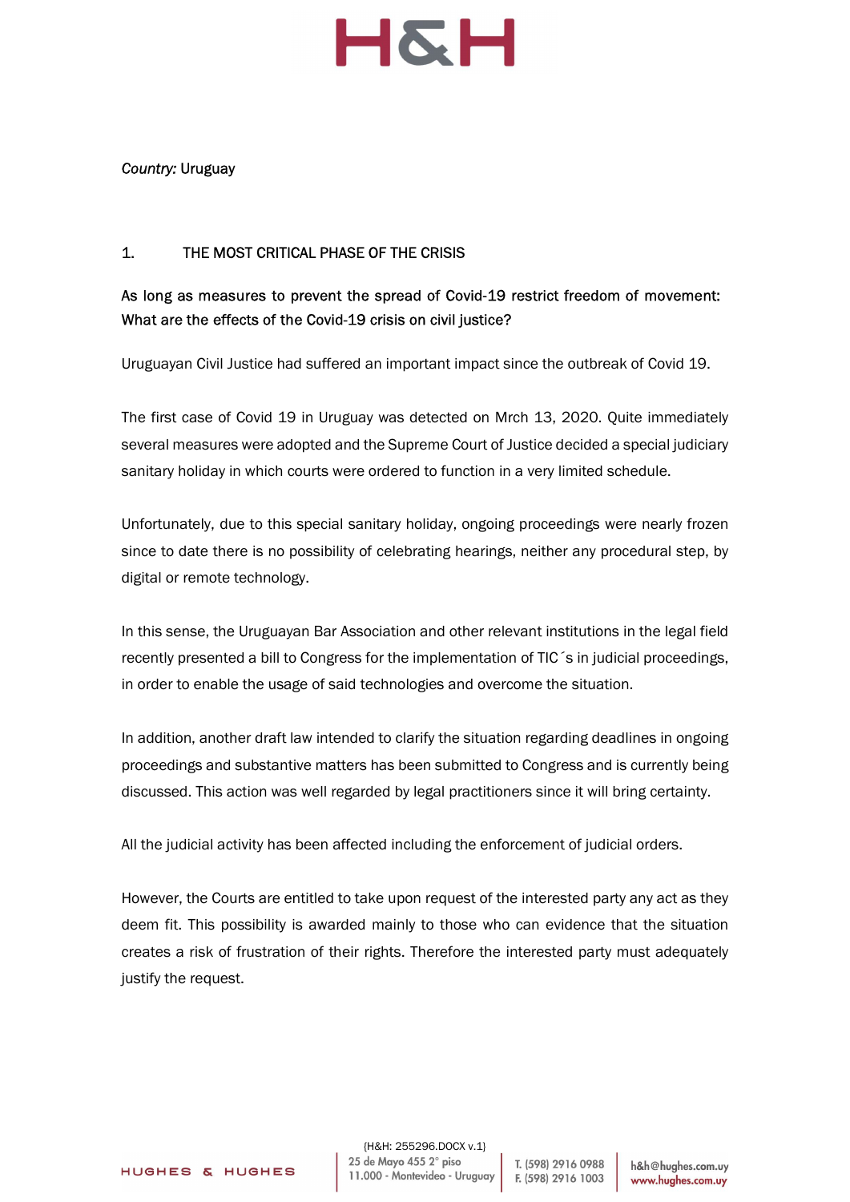*Country:* Uruguay

## 1. THE MOST CRITICAL PHASE OF THE CRISIS

**As long as measures to prevent the spread of Covid-19 restrict freedom of movement: What are the effects of the Covid-19 crisis on civil justice?**

Uruguayan Civil Justice had suffered an important impact since the outbreak of Covid 19.

The first case of Covid 19 in Uruguay was detected on Mrch 13, 2020. Quite immediately several measures were adopted and the Supreme Court of Justice decided a special judiciary sanitary holiday in which courts were ordered to function in a very limited schedule.

Unfortunately, due to this special sanitary holiday, ongoing proceedings were nearly frozen since to date there is no possibility of celebrating hearings, neither any procedural step, by digital or remote technology.

In this sense, the Uruguayan Bar Association and other relevant institutions in the legal field recently presented a bill to Congress for the implementation of TIC´s in judicial proceedings, in order to enable the usage of said technologies and overcome the situation.

In addition, another draft law intended to clarify the situation regarding deadlines in ongoing proceedings and substantive matters has been submitted to Congress and is currently being discussed. This action was well regarded by legal practitioners since it will bring certainty.

All the judicial activity has been affected including the enforcement of judicial orders.

However, the Courts are entitled to take upon request of the interested party any act as they deem fit. This possibility is awarded mainly to those who can evidence that the situation creates a risk of frustration of their rights. Therefore the interested party must adequately justify the request.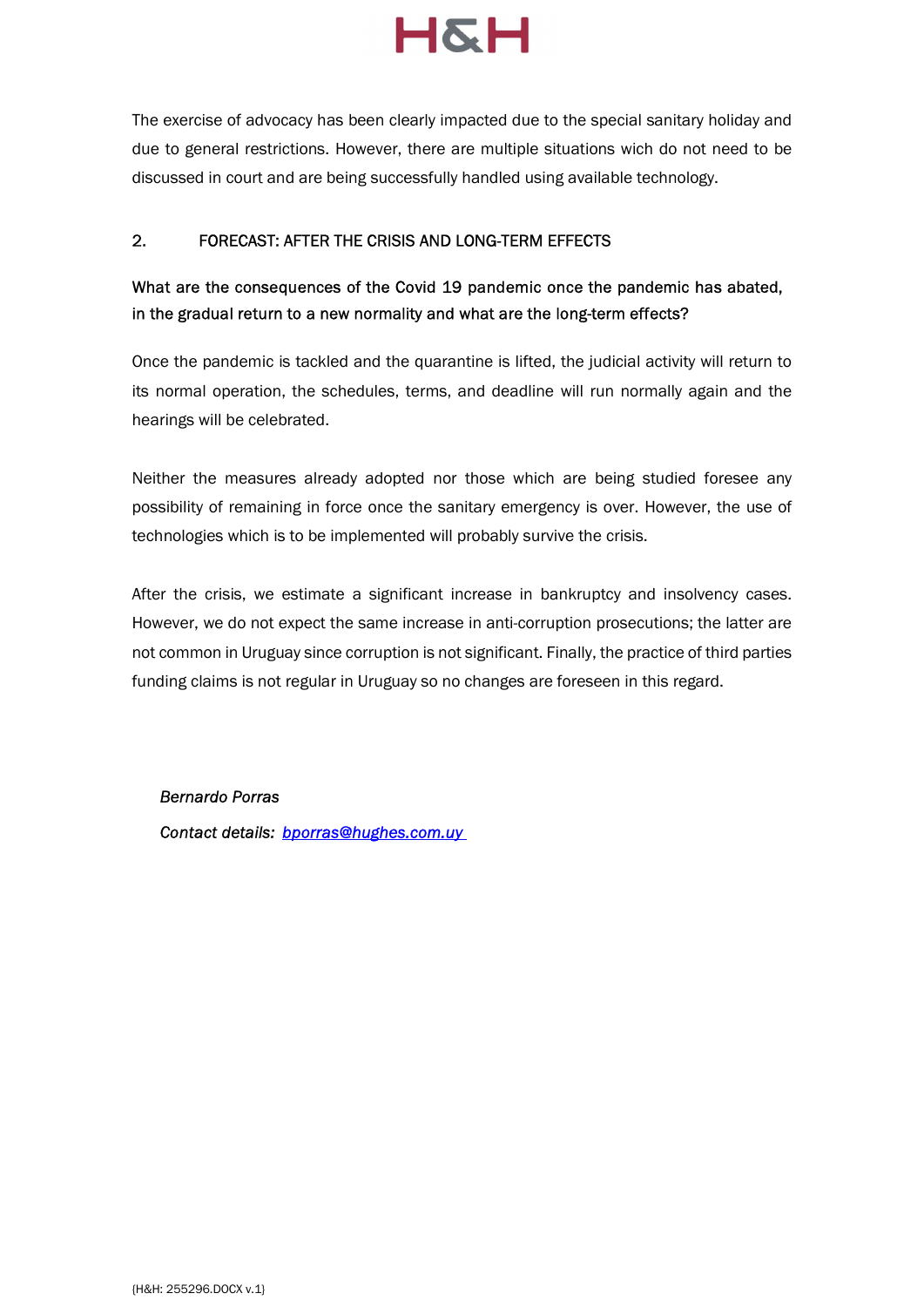The exercise of advocacy has been clearly impacted due to the special sanitary holiday and due to general restrictions. However, there are multiple situations wich do not need to be discussed in court and are being successfully handled using available technology.

## 2. FORECAST: AFTER THE CRISIS AND LONG-TERM EFFECTS

What are the consequences of the Covid 19 pandemic once the pandemic has abated, in the gradual return to a new normality and what are the long-term effects?

Once the pandemic is tackled and the quarantine is lifted, the judicial activity will return to its normal operation, the schedules, terms, and deadline will run normally again and the hearings will be celebrated.

Neither the measures already adopted nor those which are being studied foresee any possibility of remaining in force once the sanitary emergency is over. However, the use of technologies which is to be implemented will probably survive the crisis.

After the crisis, we estimate a significant increase in bankruptcy and insolvency cases. However, we do not expect the same increase in anti-corruption prosecutions; the latter are not common in Uruguay since corruption is not significant. Finally, the practice of third parties funding claims is not regular in Uruguay so no changes are foreseen in this regard.

*Bernardo Porras*

*Contact details: [bporras@hughes.com.uy](mailto:bporras@hughes.com.uy)*